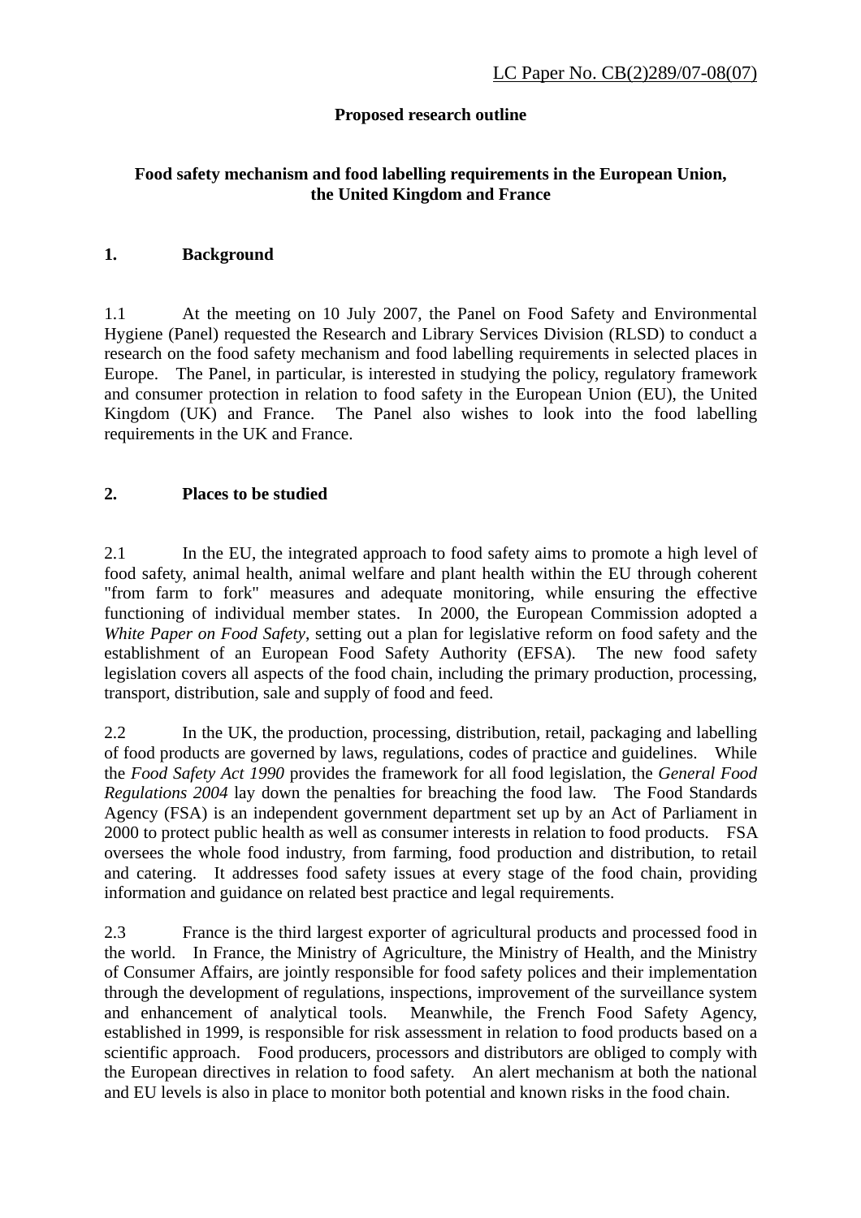LC Paper No. CB(2)289/07-08(07)

**Proposed research outline**

**Food safety mechanism and food labelling requirements in the European Union, the United Kingdom and France**

## 1. Background

1.1 At the meeting on 10 July 2007, the Panel on Food Safety and Environmental Hygiene (Panel) requested the Research and Library Services Division (RLSD) to conduct a research on the food safety mechanism and food labelling requirements in selected places in Europe. The Panel, in particular, is interested in studying the policy, regulatory framework and consumer protection in relation to food safety in the European Union (EU), the United Kingdom (UK) and France. The Panel also wishes to look into the food labelling requirements in the UK and France.

## 2. Places to be studied

2.1 In the EU, the integrated approach to food safety aims to promote a high level of food safety, animal health, animal welfare and plant health within the EU through coherent "from farm to fork" measures and adequate monitoring, while ensuring the effective functioning of individual member states. In 2000, the European Commission adopted a *White Paper on Food Safety*, setting out a plan for legislative reform on food safety and the establishment of an European Food Safety Authority (EFSA). The new food safety legislation covers all aspects of the food chain, including the primary production, processing, transport, distribution, sale and supply of food and feed.

2.2 In the UK, the production, processing, distribution, retail, packaging and labelling of food products are governed by laws, regulations, codes of practice and guidelines. While the *Food Safety Act 1990* provides the framework for all food legislation, the *General Food Regulations 2004* lay down the penalties for breaching the food law. The Food Standards Agency (FSA) is an independent government department set up by an Act of Parliament in 2000 to protect public health as well as consumer interests in relation to food products. FSA oversees the whole food industry, from farming, food production and distribution, to retail and catering. It addresses food safety issues at every stage of the food chain, providing information and guidance on related best practice and legal requirements.

2.3 France is the third largest exporter of agricultural products and processed food in the world. In France, the Ministry of Agriculture, the Ministry of Health, and the Ministry of Consumer Affairs, are jointly responsible for food safety polices and their implementation through the development of regulations, inspections, improvement of the surveillance system and enhancement of analytical tools. Meanwhile, the French Food Safety Agency, established in 1999, is responsible for risk assessment in relation to food products based on a scientific approach. Food producers, processors and distributors are obliged to comply with the European directives in relation to food safety. An alert mechanism at both the national and EU levels is also in place to monitor both potential and known risks in the food chain.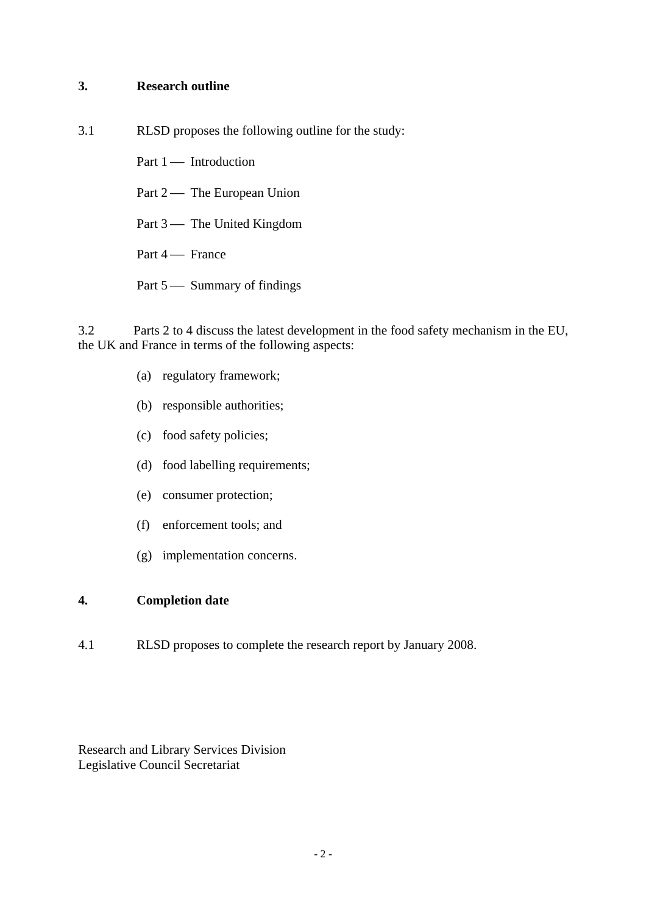## 3. Research outline

3.1 RLSD proposes the following outline for the study:

Part 1 — Introduction

Part 2 — The European Union

Part 3 — The United Kingdom

Part 4 — France

Part 5 — Summary of findings

3.2 Parts 2 to 4 discuss the latest development in the food safety mechanism in the EU, the UK and France in terms of the following aspects:

(a) regulatory framework;

(b) responsible authorities;

(c) food safety policies;

(d) food labelling requirements;

(e) consumer protection;

(f) enforcement tools; and

(g) implementation concerns.

## 4. Completion date

4.1 RLSD proposes to complete the research report by January 2008.

Research and Library Services Division
Legislative Council Secretariat